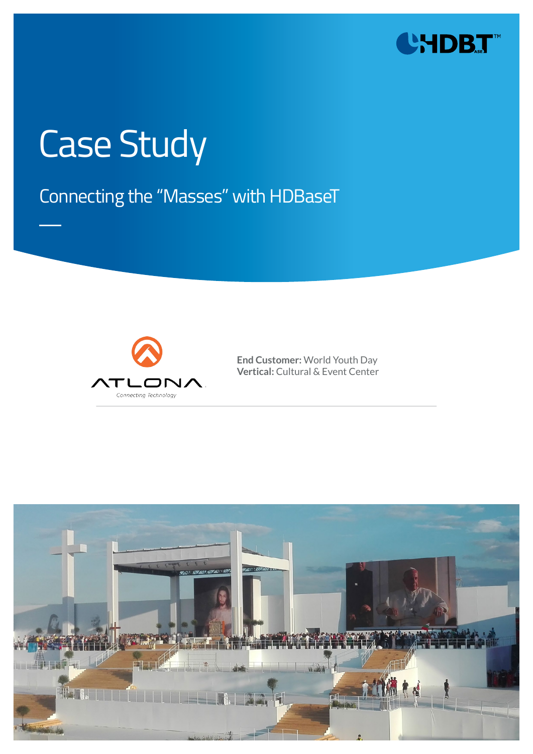# Case Study

## Connecting the "Masses" with HDBaseT

**End Customer:** World Youth Day
**Vertical:** Cultural & Event Center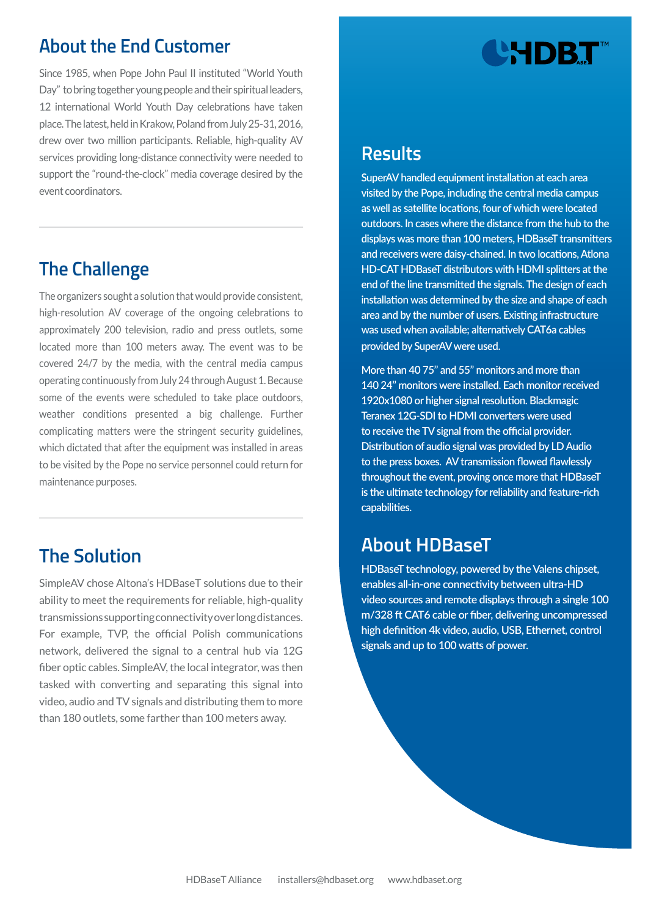## About the End Customer

Since 1985, when Pope John Paul II instituted "World Youth Day" to bring together young people and their spiritual leaders, 12 international World Youth Day celebrations have taken place. The latest, held in Krakow, Poland from July 25-31, 2016, drew over two million participants. Reliable, high-quality AV services providing long-distance connectivity were needed to support the "round-the-clock" media coverage desired by the event coordinators.

## The Challenge

The organizers sought a solution that would provide consistent, high-resolution AV coverage of the ongoing celebrations to approximately 200 television, radio and press outlets, some located more than 100 meters away. The event was to be covered 24/7 by the media, with the central media campus operating continuously from July 24 through August 1. Because some of the events were scheduled to take place outdoors, weather conditions presented a big challenge. Further complicating matters were the stringent security guidelines, which dictated that after the equipment was installed in areas to be visited by the Pope no service personnel could return for maintenance purposes.

## The Solution

SimpleAV chose Altona's HDBaseT solutions due to their ability to meet the requirements for reliable, high-quality transmissions supporting connectivity over long distances. For example, TVP, the official Polish communications network, delivered the signal to a central hub via 12G fiber optic cables. SimpleAV, the local integrator, was then tasked with converting and separating this signal into video, audio and TV signals and distributing them to more than 180 outlets, some farther than 100 meters away.

## Results

SuperAV handled equipment installation at each area visited by the Pope, including the central media campus as well as satellite locations, four of which were located outdoors. In cases where the distance from the hub to the displays was more than 100 meters, HDBaseT transmitters and receivers were daisy-chained. In two locations, Atlona HD-CAT HDBaseT distributors with HDMI splitters at the end of the line transmitted the signals. The design of each installation was determined by the size and shape of each area and by the number of users. Existing infrastructure was used when available; alternatively CAT6a cables provided by SuperAV were used.

More than 40 75" and 55" monitors and more than 140 24" monitors were installed. Each monitor received 1920x1080 or higher signal resolution. Blackmagic Teranex 12G-SDI to HDMI converters were used to receive the TV signal from the official provider. Distribution of audio signal was provided by LD Audio to the press boxes. AV transmission flowed flawlessly throughout the event, proving once more that HDBaseT is the ultimate technology for reliability and feature-rich capabilities.

## About HDBaseT

HDBaseT technology, powered by the Valens chipset, enables all-in-one connectivity between ultra-HD video sources and remote displays through a single 100 m/328 ft CAT6 cable or fiber, delivering uncompressed high definition 4k video, audio, USB, Ethernet, control signals and up to 100 watts of power.

HDBaseT Alliance installers@hdbaset.org www.hdbaset.org